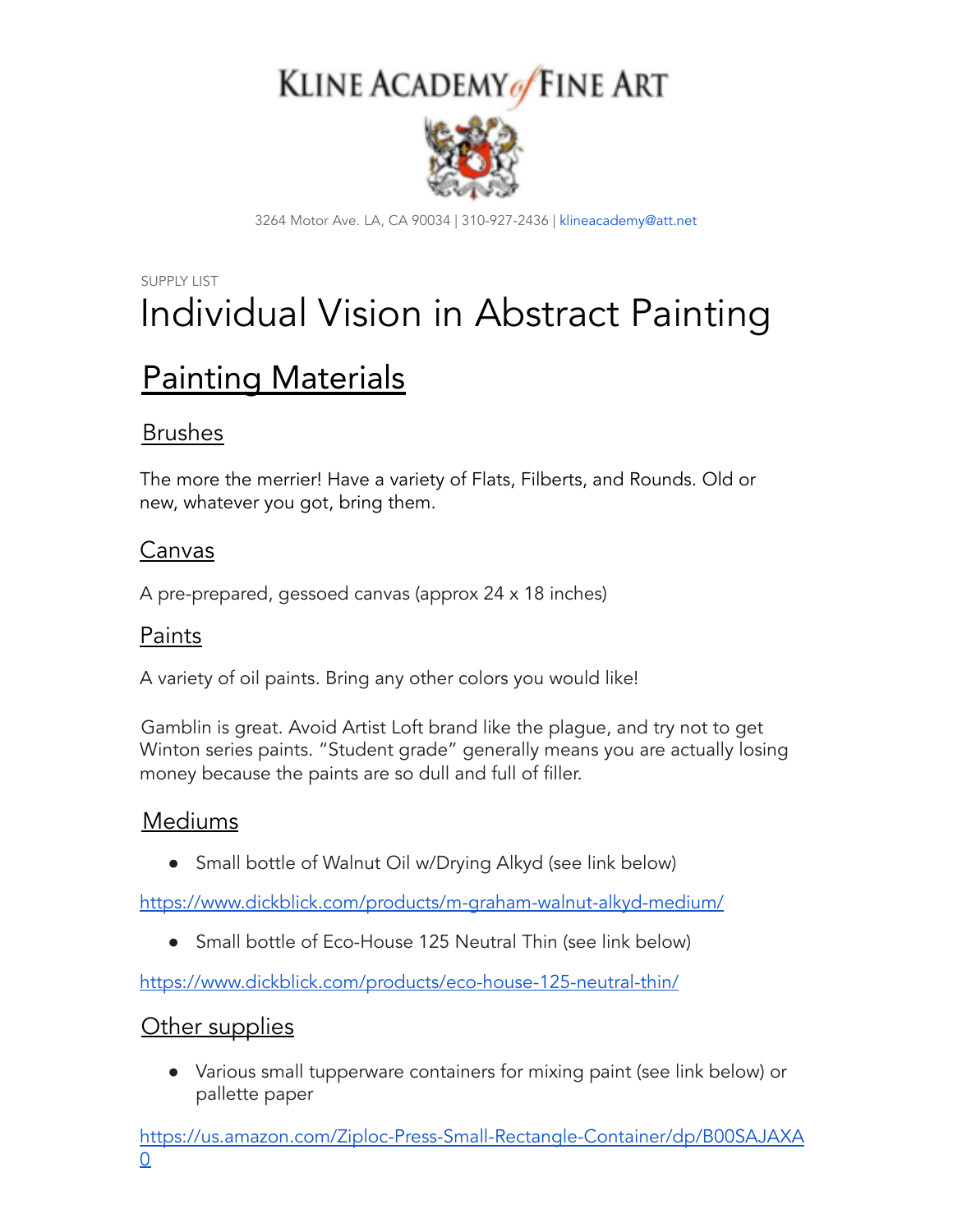# KLINE ACADEMY of FINE ART

3264 Motor Ave. LA, CA 90034 | 310-927-2436 | klineacademy@att.net

SUPPLY LIST

# Individual Vision in Abstract Painting

## Painting Materials

### Brushes

The more the merrier! Have a variety of Flats, Filberts, and Rounds. Old or new, whatever you got, bring them.

### Canvas

A pre-prepared, gessoed canvas (approx 24 x 18 inches)

### Paints

A variety of oil paints. Bring any other colors you would like!

Gamblin is great. Avoid Artist Loft brand like the plague, and try not to get Winton series paints. "Student grade" generally means you are actually losing money because the paints are so dull and full of filler.

### Mediums

- Small bottle of Walnut Oil w/Drying Alkyd (see link below)

https://www.dickblick.com/products/m-graham-walnut-alkyd-medium/

- Small bottle of Eco-House 125 Neutral Thin (see link below)

https://www.dickblick.com/products/eco-house-125-neutral-thin/

### Other supplies

- Various small tupperware containers for mixing paint (see link below) or pallette paper

https://us.amazon.com/Ziploc-Press-Small-Rectangle-Container/dp/B00SAJAXA0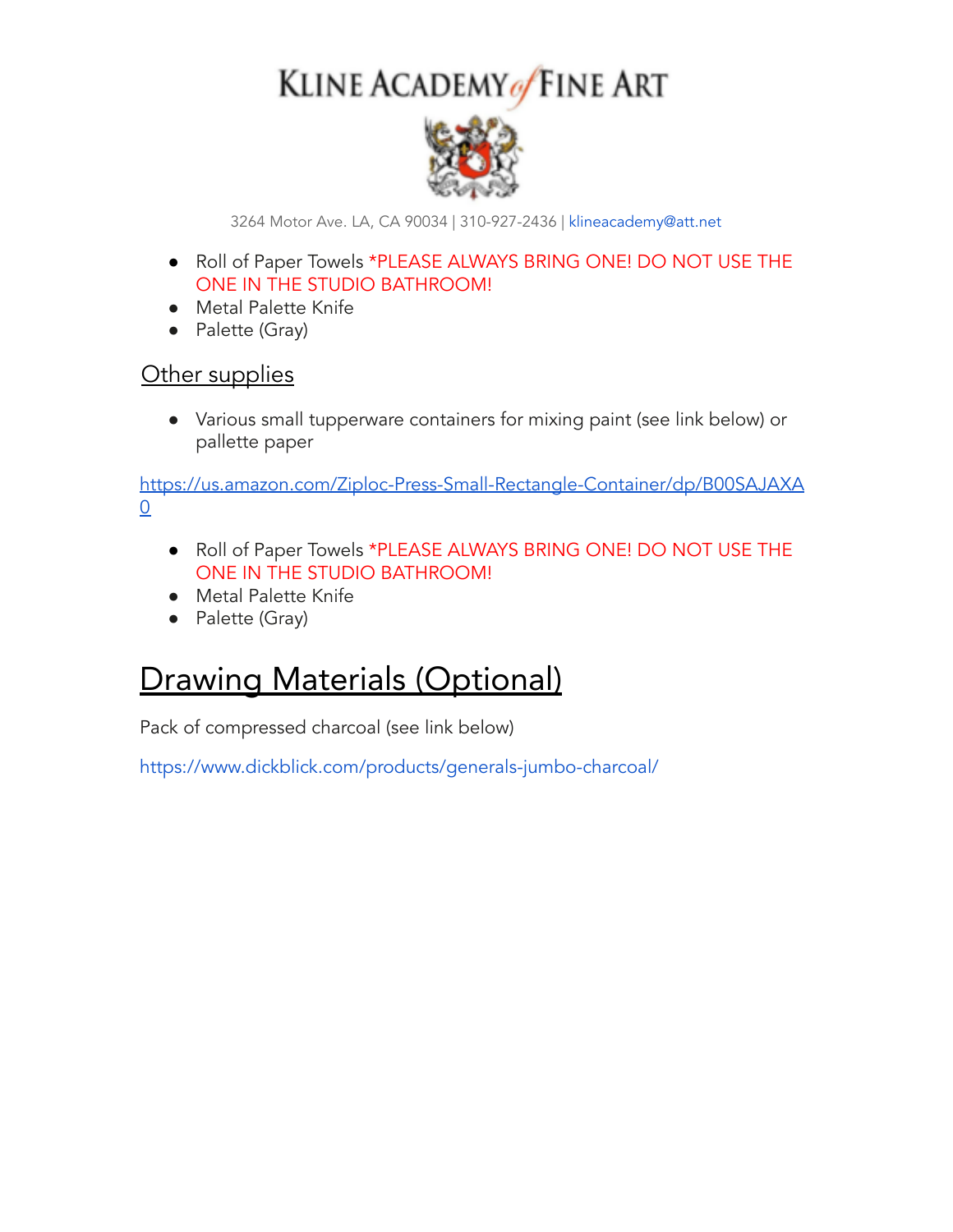# Kline Academy of Fine Art

3264 Motor Ave. LA, CA 90034 | 310-927-2436 | klineacademy@att.net

- Roll of Paper Towels *PLEASE ALWAYS BRING ONE! DO NOT USE THE ONE IN THE STUDIO BATHROOM!
- Metal Palette Knife
- Palette (Gray)

## Other supplies

- Various small tupperware containers for mixing paint (see link below) or pallette paper

https://us.amazon.com/Ziploc-Press-Small-Rectangle-Container/dp/B00SAJAXA0

- Roll of Paper Towels *PLEASE ALWAYS BRING ONE! DO NOT USE THE ONE IN THE STUDIO BATHROOM!
- Metal Palette Knife
- Palette (Gray)

# Drawing Materials (Optional)

Pack of compressed charcoal (see link below)

https://www.dickblick.com/products/generals-jumbo-charcoal/